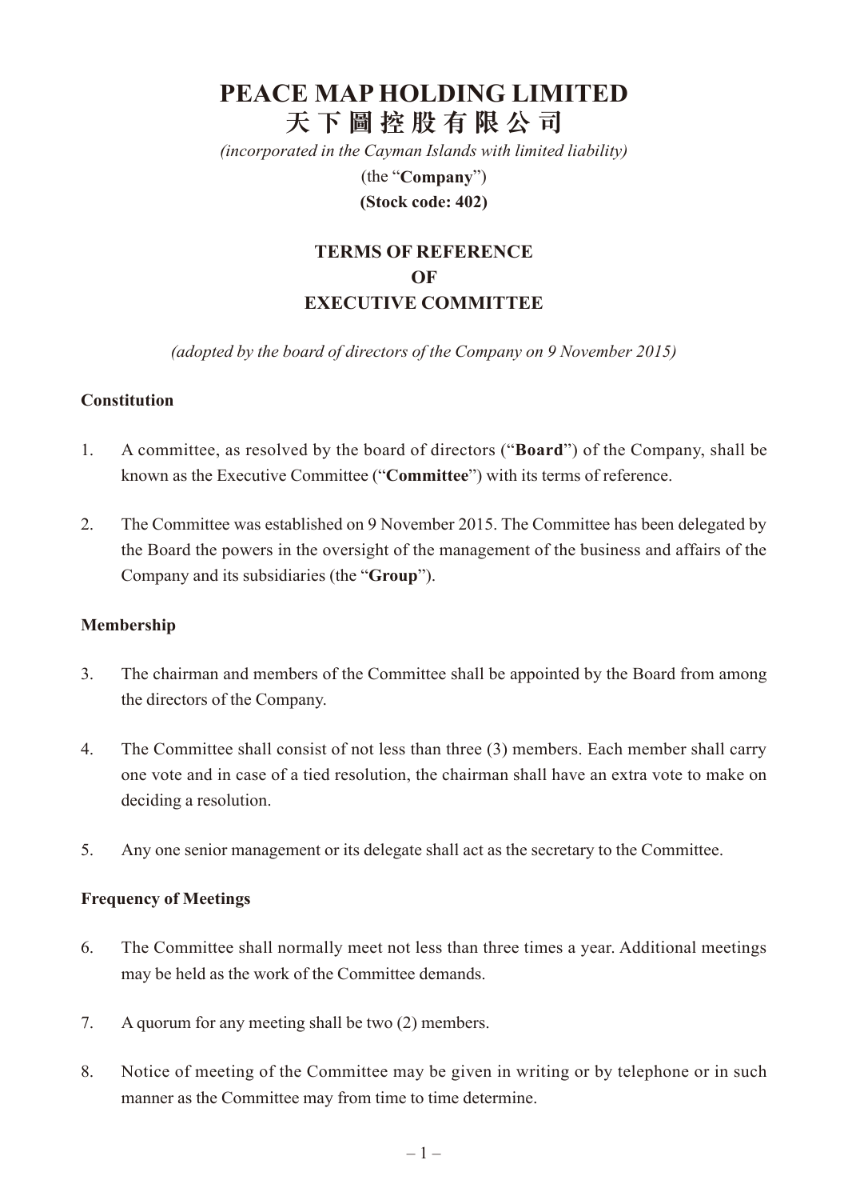# PEACE MAP HOLDING LIMITED
# 天下圖控股有限公司

*(incorporated in the Cayman Islands with limited liability)*

(the "**Company**")

**(Stock code: 402)**

## TERMS OF REFERENCE OF EXECUTIVE COMMITTEE

*(adopted by the board of directors of the Company on 9 November 2015)*

### Constitution

1. A committee, as resolved by the board of directors ("**Board**") of the Company, shall be known as the Executive Committee ("**Committee**") with its terms of reference.

2. The Committee was established on 9 November 2015. The Committee has been delegated by the Board the powers in the oversight of the management of the business and affairs of the Company and its subsidiaries (the "**Group**").

### Membership

3. The chairman and members of the Committee shall be appointed by the Board from among the directors of the Company.

4. The Committee shall consist of not less than three (3) members. Each member shall carry one vote and in case of a tied resolution, the chairman shall have an extra vote to make on deciding a resolution.

5. Any one senior management or its delegate shall act as the secretary to the Committee.

### Frequency of Meetings

6. The Committee shall normally meet not less than three times a year. Additional meetings may be held as the work of the Committee demands.

7. A quorum for any meeting shall be two (2) members.

8. Notice of meeting of the Committee may be given in writing or by telephone or in such manner as the Committee may from time to time determine.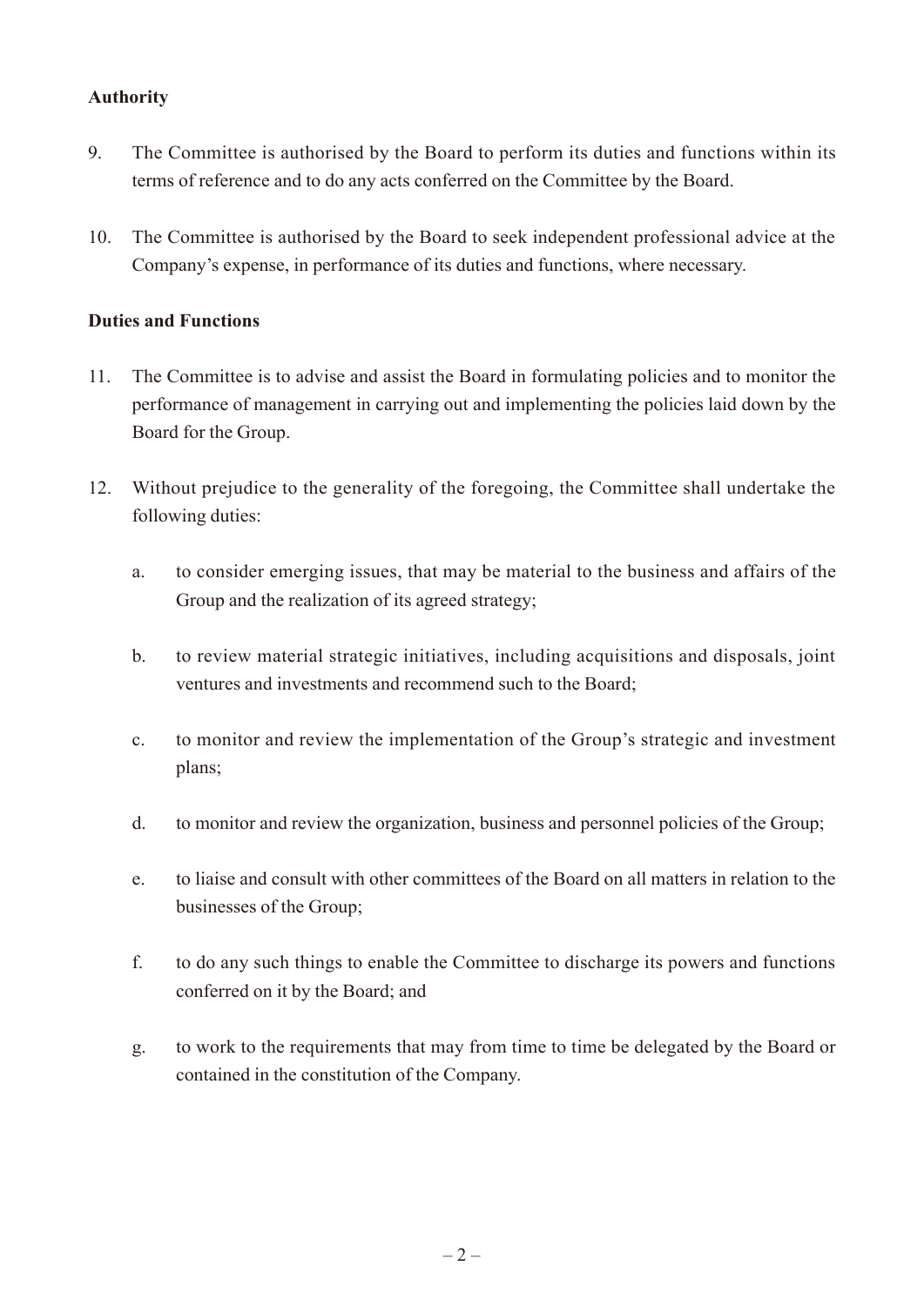**Authority**

9. The Committee is authorised by the Board to perform its duties and functions within its terms of reference and to do any acts conferred on the Committee by the Board.

10. The Committee is authorised by the Board to seek independent professional advice at the Company's expense, in performance of its duties and functions, where necessary.

**Duties and Functions**

11. The Committee is to advise and assist the Board in formulating policies and to monitor the performance of management in carrying out and implementing the policies laid down by the Board for the Group.

12. Without prejudice to the generality of the foregoing, the Committee shall undertake the following duties:

    a. to consider emerging issues, that may be material to the business and affairs of the Group and the realization of its agreed strategy;

    b. to review material strategic initiatives, including acquisitions and disposals, joint ventures and investments and recommend such to the Board;

    c. to monitor and review the implementation of the Group's strategic and investment plans;

    d. to monitor and review the organization, business and personnel policies of the Group;

    e. to liaise and consult with other committees of the Board on all matters in relation to the businesses of the Group;

    f. to do any such things to enable the Committee to discharge its powers and functions conferred on it by the Board; and

    g. to work to the requirements that may from time to time be delegated by the Board or contained in the constitution of the Company.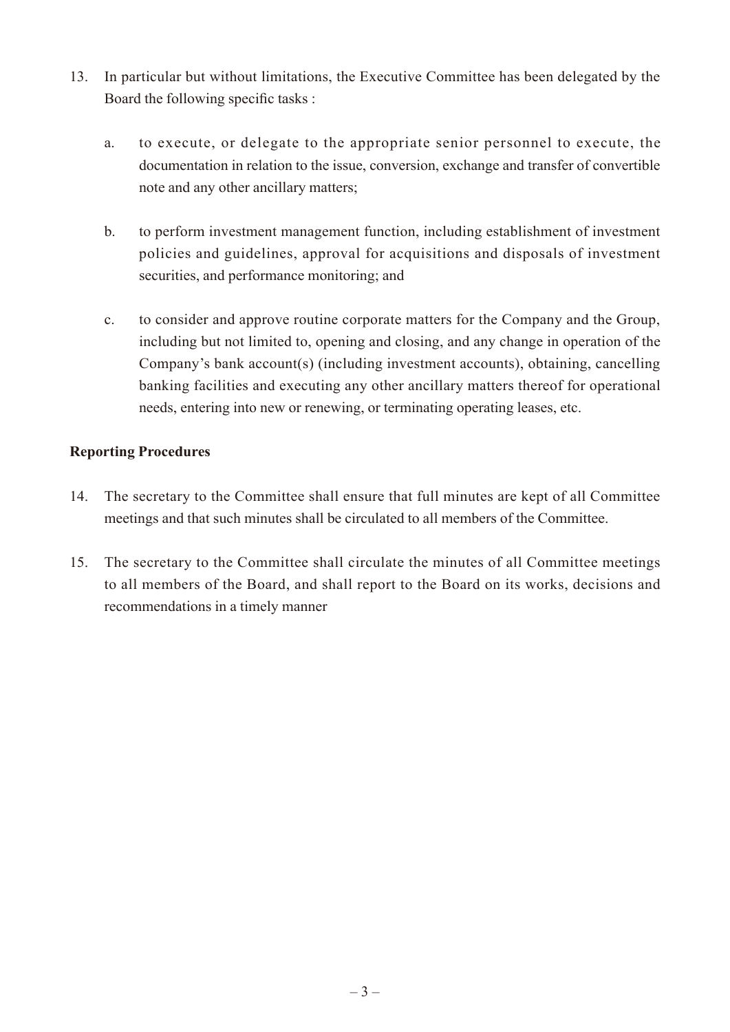13. In particular but without limitations, the Executive Committee has been delegated by the Board the following specific tasks :

    a. to execute, or delegate to the appropriate senior personnel to execute, the documentation in relation to the issue, conversion, exchange and transfer of convertible note and any other ancillary matters;

    b. to perform investment management function, including establishment of investment policies and guidelines, approval for acquisitions and disposals of investment securities, and performance monitoring; and

    c. to consider and approve routine corporate matters for the Company and the Group, including but not limited to, opening and closing, and any change in operation of the Company's bank account(s) (including investment accounts), obtaining, cancelling banking facilities and executing any other ancillary matters thereof for operational needs, entering into new or renewing, or terminating operating leases, etc.

**Reporting Procedures**

14. The secretary to the Committee shall ensure that full minutes are kept of all Committee meetings and that such minutes shall be circulated to all members of the Committee.

15. The secretary to the Committee shall circulate the minutes of all Committee meetings to all members of the Board, and shall report to the Board on its works, decisions and recommendations in a timely manner